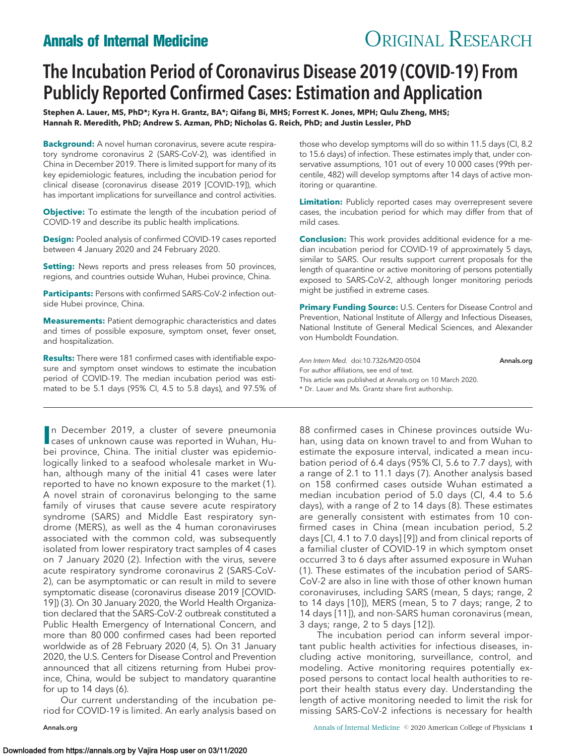# The Incubation Period of Coronavirus Disease 2019 (COVID-19) From Publicly Reported Confirmed Cases: Estimation and Application

**Stephen A. Lauer, MS, PhD\*; Kyra H. Grantz, BA\*; Qifang Bi, MHS; Forrest K. Jones, MPH; Qulu Zheng, MHS; Hannah R. Meredith, PhD; Andrew S. Azman, PhD; Nicholas G. Reich, PhD; and Justin Lessler, PhD**

**Background:** A novel human coronavirus, severe acute respiratory syndrome coronavirus 2 (SARS-CoV-2), was identified in China in December 2019. There is limited support for many of its key epidemiologic features, including the incubation period for clinical disease (coronavirus disease 2019 [COVID-19]), which has important implications for surveillance and control activities.

**Objective:** To estimate the length of the incubation period of COVID-19 and describe its public health implications.

**Design:** Pooled analysis of confirmed COVID-19 cases reported between 4 January 2020 and 24 February 2020.

**Setting:** News reports and press releases from 50 provinces, regions, and countries outside Wuhan, Hubei province, China.

**Participants:** Persons with confirmed SARS-CoV-2 infection outside Hubei province, China.

**Measurements:** Patient demographic characteristics and dates and times of possible exposure, symptom onset, fever onset, and hospitalization.

**Results:** There were 181 confirmed cases with identifiable exposure and symptom onset windows to estimate the incubation period of COVID-19. The median incubation period was estimated to be 5.1 days (95% CI, 4.5 to 5.8 days), and 97.5% of those who develop symptoms will do so within 11.5 days (CI, 8.2 to 15.6 days) of infection. These estimates imply that, under conservative assumptions, 101 out of every 10 000 cases (99th percentile, 482) will develop symptoms after 14 days of active monitoring or quarantine.

**Limitation:** Publicly reported cases may overrepresent severe cases, the incubation period for which may differ from that of mild cases.

**Conclusion:** This work provides additional evidence for a median incubation period for COVID-19 of approximately 5 days, similar to SARS. Our results support current proposals for the length of quarantine or active monitoring of persons potentially exposed to SARS-CoV-2, although longer monitoring periods might be justified in extreme cases.

**Primary Funding Source:** U.S. Centers for Disease Control and Prevention, National Institute of Allergy and Infectious Diseases, National Institute of General Medical Sciences, and Alexander von Humboldt Foundation.

*Ann Intern Med.* doi:10.7326/M20-0504

For author affiliations, see end of text.

This article was published at Annals.org on 10 March 2020.

\* Dr. Lauer and Ms. Grantz share first authorship.

In December 2019, a cluster of severe pneumonia cases of unknown cause was reported in Wuhan, Hubei province, China. The initial cluster was epidemiologically linked to a seafood wholesale market in Wuhan, although many of the initial 41 cases were later reported to have no known exposure to the market (1). A novel strain of coronavirus belonging to the same family of viruses that cause severe acute respiratory syndrome (SARS) and Middle East respiratory syndrome (MERS), as well as the 4 human coronaviruses associated with the common cold, was subsequently isolated from lower respiratory tract samples of 4 cases on 7 January 2020 (2). Infection with the virus, severe acute respiratory syndrome coronavirus 2 (SARS-CoV-2), can be asymptomatic or can result in mild to severe symptomatic disease (coronavirus disease 2019 [COVID-19]) (3). On 30 January 2020, the World Health Organization declared that the SARS-CoV-2 outbreak constituted a Public Health Emergency of International Concern, and more than 80 000 confirmed cases had been reported worldwide as of 28 February 2020 (4, 5). On 31 January 2020, the U.S. Centers for Disease Control and Prevention announced that all citizens returning from Hubei province, China, would be subject to mandatory quarantine for up to 14 days (6).

Our current understanding of the incubation period for COVID-19 is limited. An early analysis based on 88 confirmed cases in Chinese provinces outside Wuhan, using data on known travel to and from Wuhan to estimate the exposure interval, indicated a mean incubation period of 6.4 days (95% CI, 5.6 to 7.7 days), with a range of 2.1 to 11.1 days (7). Another analysis based on 158 confirmed cases outside Wuhan estimated a median incubation period of 5.0 days (CI, 4.4 to 5.6 days), with a range of 2 to 14 days (8). These estimates are generally consistent with estimates from 10 confirmed cases in China (mean incubation period, 5.2 days [CI, 4.1 to 7.0 days] [9]) and from clinical reports of a familial cluster of COVID-19 in which symptom onset occurred 3 to 6 days after assumed exposure in Wuhan (1). These estimates of the incubation period of SARS-CoV-2 are also in line with those of other known human coronaviruses, including SARS (mean, 5 days; range, 2 to 14 days [10]), MERS (mean, 5 to 7 days; range, 2 to 14 days [11]), and non-SARS human coronavirus (mean, 3 days; range, 2 to 5 days [12]).

The incubation period can inform several important public health activities for infectious diseases, including active monitoring, surveillance, control, and modeling. Active monitoring requires potentially exposed persons to contact local health authorities to report their health status every day. Understanding the length of active monitoring needed to limit the risk for missing SARS-CoV-2 infections is necessary for health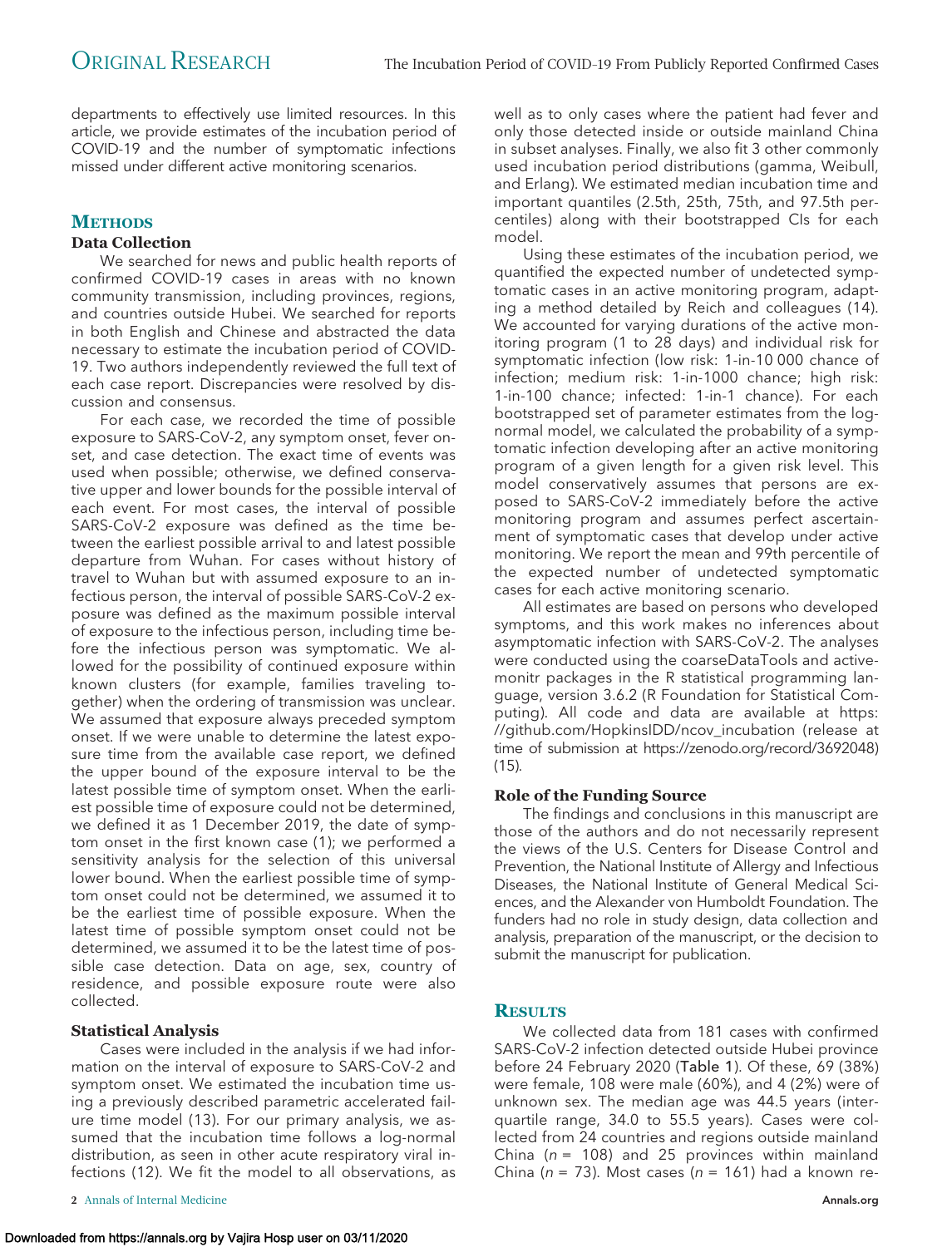departments to effectively use limited resources. In this article, we provide estimates of the incubation period of COVID-19 and the number of symptomatic infections missed under different active monitoring scenarios.

## METHODS

### Data Collection

We searched for news and public health reports of confirmed COVID-19 cases in areas with no known community transmission, including provinces, regions, and countries outside Hubei. We searched for reports in both English and Chinese and abstracted the data necessary to estimate the incubation period of COVID-19. Two authors independently reviewed the full text of each case report. Discrepancies were resolved by discussion and consensus.

For each case, we recorded the time of possible exposure to SARS-CoV-2, any symptom onset, fever onset, and case detection. The exact time of events was used when possible; otherwise, we defined conservative upper and lower bounds for the possible interval of each event. For most cases, the interval of possible SARS-CoV-2 exposure was defined as the time between the earliest possible arrival to and latest possible departure from Wuhan. For cases without history of travel to Wuhan but with assumed exposure to an infectious person, the interval of possible SARS-CoV-2 exposure was defined as the maximum possible interval of exposure to the infectious person, including time before the infectious person was symptomatic. We allowed for the possibility of continued exposure within known clusters (for example, families traveling together) when the ordering of transmission was unclear. We assumed that exposure always preceded symptom onset. If we were unable to determine the latest exposure time from the available case report, we defined the upper bound of the exposure interval to be the latest possible time of symptom onset. When the earliest possible time of exposure could not be determined, we defined it as 1 December 2019, the date of symptom onset in the first known case (1); we performed a sensitivity analysis for the selection of this universal lower bound. When the earliest possible time of symptom onset could not be determined, we assumed it to be the earliest time of possible exposure. When the latest time of possible symptom onset could not be determined, we assumed it to be the latest time of possible case detection. Data on age, sex, country of residence, and possible exposure route were also collected.

### Statistical Analysis

Cases were included in the analysis if we had information on the interval of exposure to SARS-CoV-2 and symptom onset. We estimated the incubation time using a previously described parametric accelerated failure time model (13). For our primary analysis, we assumed that the incubation time follows a log-normal distribution, as seen in other acute respiratory viral infections (12). We fit the model to all observations, as well as to only cases where the patient had fever and only those detected inside or outside mainland China in subset analyses. Finally, we also fit 3 other commonly used incubation period distributions (gamma, Weibull, and Erlang). We estimated median incubation time and important quantiles (2.5th, 25th, 75th, and 97.5th percentiles) along with their bootstrapped CIs for each model.

Using these estimates of the incubation period, we quantified the expected number of undetected symptomatic cases in an active monitoring program, adapting a method detailed by Reich and colleagues (14). We accounted for varying durations of the active monitoring program (1 to 28 days) and individual risk for symptomatic infection (low risk: 1-in-10 000 chance of infection; medium risk: 1-in-1000 chance; high risk: 1-in-100 chance; infected: 1-in-1 chance). For each bootstrapped set of parameter estimates from the log-normal model, we calculated the probability of a symptomatic infection developing after an active monitoring program of a given length for a given risk level. This model conservatively assumes that persons are exposed to SARS-CoV-2 immediately before the active monitoring program and assumes perfect ascertainment of symptomatic cases that develop under active monitoring. We report the mean and 99th percentile of the expected number of undetected symptomatic cases for each active monitoring scenario.

All estimates are based on persons who developed symptoms, and this work makes no inferences about asymptomatic infection with SARS-CoV-2. The analyses were conducted using the coarseDataTools and activemonitr packages in the R statistical programming language, version 3.6.2 (R Foundation for Statistical Computing). All code and data are available at https://github.com/HopkinsIDD/ncov_incubation (release at time of submission at https://zenodo.org/record/3692048) (15).

### Role of the Funding Source

The findings and conclusions in this manuscript are those of the authors and do not necessarily represent the views of the U.S. Centers for Disease Control and Prevention, the National Institute of Allergy and Infectious Diseases, the National Institute of General Medical Sciences, and the Alexander von Humboldt Foundation. The funders had no role in study design, data collection and analysis, preparation of the manuscript, or the decision to submit the manuscript for publication.

## RESULTS

We collected data from 181 cases with confirmed SARS-CoV-2 infection detected outside Hubei province before 24 February 2020 (Table 1). Of these, 69 (38%) were female, 108 were male (60%), and 4 (2%) were of unknown sex. The median age was 44.5 years (interquartile range, 34.0 to 55.5 years). Cases were collected from 24 countries and regions outside mainland China ($n$ = 108) and 25 provinces within mainland China ($n$ = 73). Most cases ($n$ = 161) had a known re-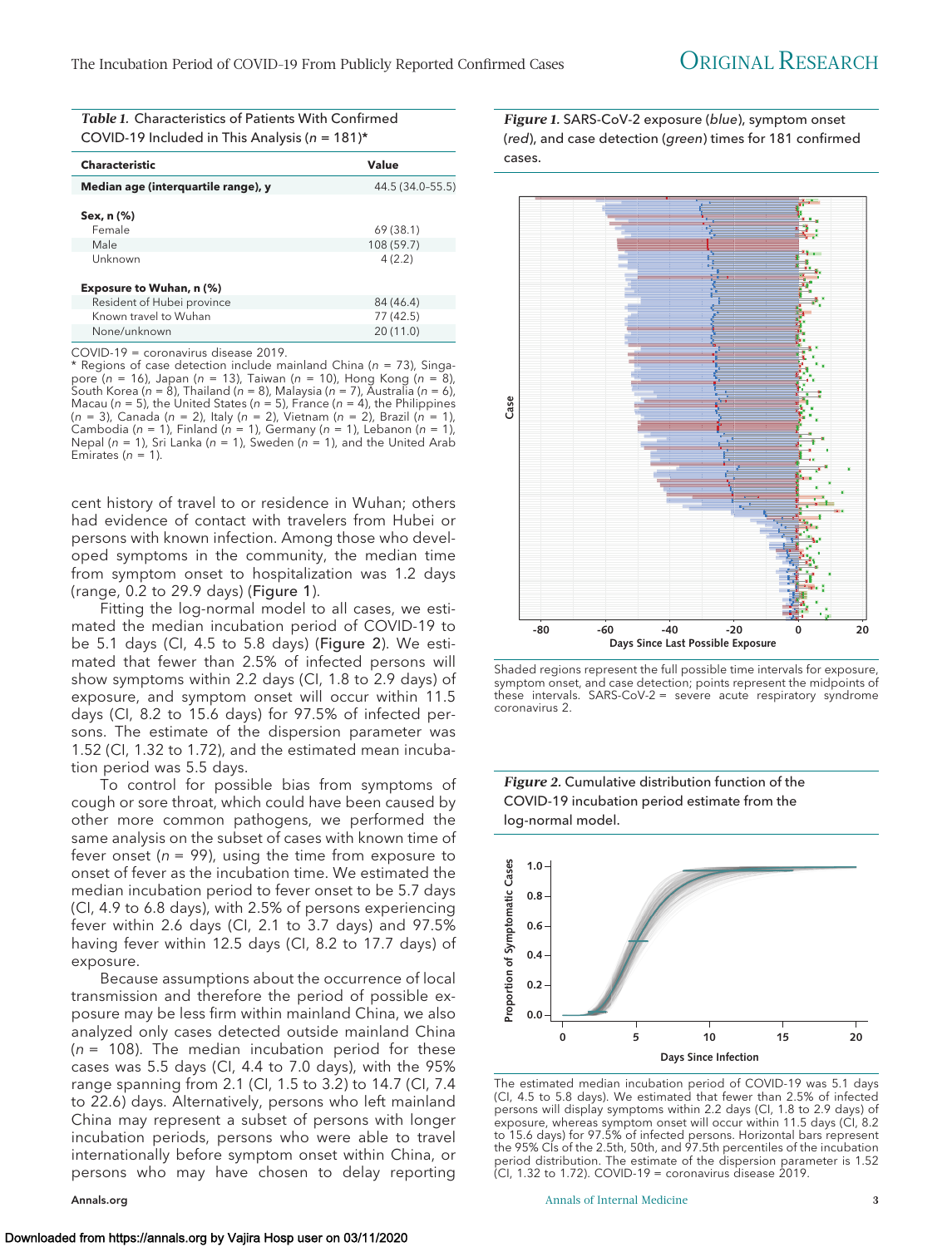*Table 1.* Characteristics of Patients With Confirmed COVID-19 Included in This Analysis (n = 181)*

| Characteristic | Value |
|---|---|
| **Median age (interquartile range), y** | 44.5 (34.0–55.5) |
| **Sex, n (%)** | |
| Female | 69 (38.1) |
| Male | 108 (59.7) |
| Unknown | 4 (2.2) |
| **Exposure to Wuhan, n (%)** | |
| Resident of Hubei province | 84 (46.4) |
| Known travel to Wuhan | 77 (42.5) |
| None/unknown | 20 (11.0) |

COVID-19 = coronavirus disease 2019.
* Regions of case detection include mainland China (n = 73), Singapore (n = 16), Japan (n = 13), Taiwan (n = 10), Hong Kong (n = 8), South Korea (n = 8), Thailand (n = 8), Malaysia (n = 7), Australia (n = 6), Macau (n = 5), the United States (n = 5), France (n = 4), the Philippines (n = 3), Canada (n = 2), Italy (n = 2), Vietnam (n = 2), Brazil (n = 1), Cambodia (n = 1), Finland (n = 1), Germany (n = 1), Lebanon (n = 1), Nepal (n = 1), Sri Lanka (n = 1), Sweden (n = 1), and the United Arab Emirates (n = 1).

cent history of travel to or residence in Wuhan; others had evidence of contact with travelers from Hubei or persons with known infection. Among those who developed symptoms in the community, the median time from symptom onset to hospitalization was 1.2 days (range, 0.2 to 29.9 days) (Figure 1).

Fitting the log-normal model to all cases, we estimated the median incubation period of COVID-19 to be 5.1 days (CI, 4.5 to 5.8 days) (Figure 2). We estimated that fewer than 2.5% of infected persons will show symptoms within 2.2 days (CI, 1.8 to 2.9 days) of exposure, and symptom onset will occur within 11.5 days (CI, 8.2 to 15.6 days) for 97.5% of infected persons. The estimate of the dispersion parameter was 1.52 (CI, 1.32 to 1.72), and the estimated mean incubation period was 5.5 days.

To control for possible bias from symptoms of cough or sore throat, which could have been caused by other more common pathogens, we performed the same analysis on the subset of cases with known time of fever onset (n = 99), using the time from exposure to onset of fever as the incubation time. We estimated the median incubation period to fever onset to be 5.7 days (CI, 4.9 to 6.8 days), with 2.5% of persons experiencing fever within 2.6 days (CI, 2.1 to 3.7 days) and 97.5% having fever within 12.5 days (CI, 8.2 to 17.7 days) of exposure.

Because assumptions about the occurrence of local transmission and therefore the period of possible exposure may be less firm within mainland China, we also analyzed only cases detected outside mainland China (n = 108). The median incubation period for these cases was 5.5 days (CI, 4.4 to 7.0 days), with the 95% range spanning from 2.1 (CI, 1.5 to 3.2) to 14.7 (CI, 7.4 to 22.6) days. Alternatively, persons who left mainland China may represent a subset of persons with longer incubation periods, persons who were able to travel internationally before symptom onset within China, or persons who may have chosen to delay reporting

*Figure 1.* SARS-CoV-2 exposure (*blue*), symptom onset (*red*), and case detection (*green*) times for 181 confirmed cases.

Shaded regions represent the full possible time intervals for exposure, symptom onset, and case detection; points represent the midpoints of these intervals. SARS-CoV-2 = severe acute respiratory syndrome coronavirus 2.

*Figure 2.* Cumulative distribution function of the COVID-19 incubation period estimate from the log-normal model.

The estimated median incubation period of COVID-19 was 5.1 days (CI, 4.5 to 5.8 days). We estimated that fewer than 2.5% of infected persons will display symptoms within 2.2 days (CI, 1.8 to 2.9 days) of exposure, whereas symptom onset will occur within 11.5 days (CI, 8.2 to 15.6 days) for 97.5% of infected persons. Horizontal bars represent the 95% CIs of the 2.5th, 50th, and 97.5th percentiles of the incubation period distribution. The estimate of the dispersion parameter is 1.52 (CI, 1.32 to 1.72). COVID-19 = coronavirus disease 2019.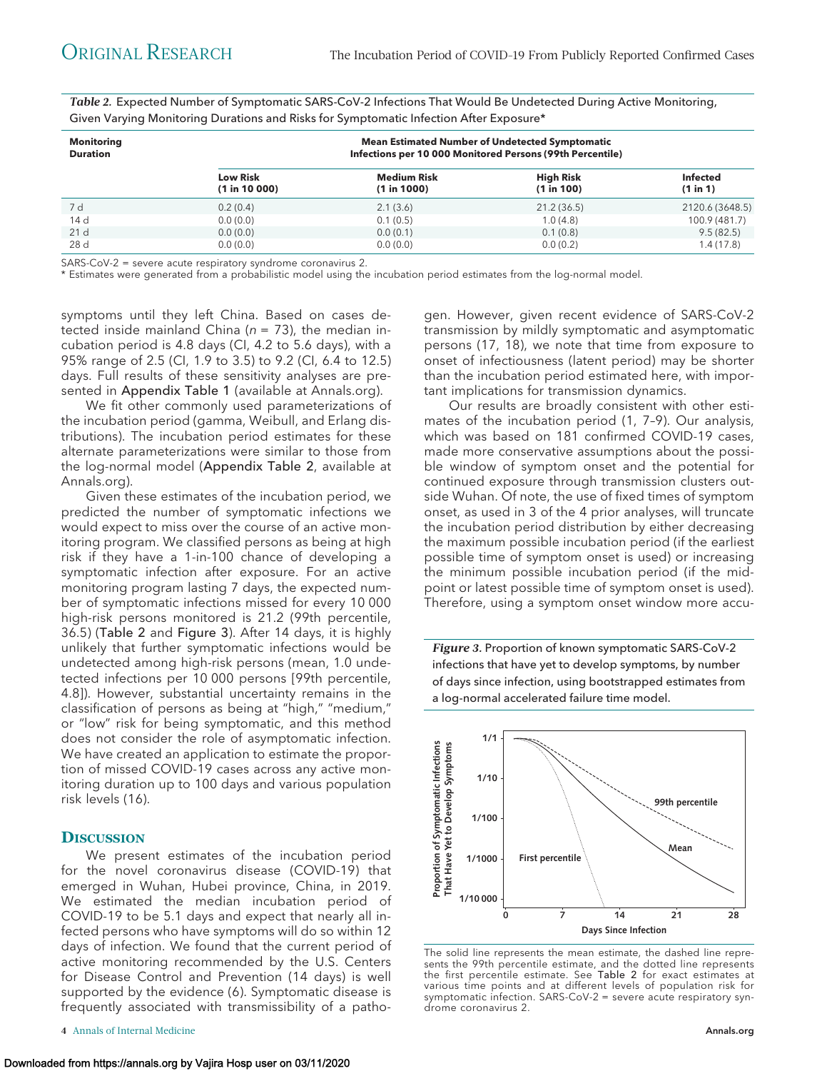*Table 2.* Expected Number of Symptomatic SARS-CoV-2 Infections That Would Be Undetected During Active Monitoring, Given Varying Monitoring Durations and Risks for Symptomatic Infection After Exposure*

| Monitoring Duration | Mean Estimated Number of Undetected Symptomatic Infections per 10 000 Monitored Persons (99th Percentile) | | | |
|---|---|---|---|---|
| | **Low Risk (1 in 10 000)** | **Medium Risk (1 in 1000)** | **High Risk (1 in 100)** | **Infected (1 in 1)** |
| 7 d | 0.2 (0.4) | 2.1 (3.6) | 21.2 (36.5) | 2120.6 (3648.5) |
| 14 d | 0.0 (0.0) | 0.1 (0.5) | 1.0 (4.8) | 100.9 (481.7) |
| 21 d | 0.0 (0.0) | 0.0 (0.1) | 0.1 (0.8) | 9.5 (82.5) |
| 28 d | 0.0 (0.0) | 0.0 (0.0) | 0.0 (0.2) | 1.4 (17.8) |

SARS-CoV-2 = severe acute respiratory syndrome coronavirus 2.
* Estimates were generated from a probabilistic model using the incubation period estimates from the log-normal model.

symptoms until they left China. Based on cases detected inside mainland China ($n$ = 73), the median incubation period is 4.8 days (CI, 4.2 to 5.6 days), with a 95% range of 2.5 (CI, 1.9 to 3.5) to 9.2 (CI, 6.4 to 12.5) days. Full results of these sensitivity analyses are presented in Appendix Table 1 (available at Annals.org).

We fit other commonly used parameterizations of the incubation period (gamma, Weibull, and Erlang distributions). The incubation period estimates for these alternate parameterizations were similar to those from the log-normal model (Appendix Table 2, available at Annals.org).

Given these estimates of the incubation period, we predicted the number of symptomatic infections we would expect to miss over the course of an active monitoring program. We classified persons as being at high risk if they have a 1-in-100 chance of developing a symptomatic infection after exposure. For an active monitoring program lasting 7 days, the expected number of symptomatic infections missed for every 10 000 high-risk persons monitored is 21.2 (99th percentile, 36.5) (Table 2 and Figure 3). After 14 days, it is highly unlikely that further symptomatic infections would be undetected among high-risk persons (mean, 1.0 undetected infections per 10 000 persons [99th percentile, 4.8]). However, substantial uncertainty remains in the classification of persons as being at "high," "medium," or "low" risk for being symptomatic, and this method does not consider the role of asymptomatic infection. We have created an application to estimate the proportion of missed COVID-19 cases across any active monitoring duration up to 100 days and various population risk levels (16).

## Discussion

We present estimates of the incubation period for the novel coronavirus disease (COVID-19) that emerged in Wuhan, Hubei province, China, in 2019. We estimated the median incubation period of COVID-19 to be 5.1 days and expect that nearly all infected persons who have symptoms will do so within 12 days of infection. We found that the current period of active monitoring recommended by the U.S. Centers for Disease Control and Prevention (14 days) is well supported by the evidence (6). Symptomatic disease is frequently associated with transmissibility of a pathogen. However, given recent evidence of SARS-CoV-2 transmission by mildly symptomatic and asymptomatic persons (17, 18), we note that time from exposure to onset of infectiousness (latent period) may be shorter than the incubation period estimated here, with important implications for transmission dynamics.

Our results are broadly consistent with other estimates of the incubation period (1, 7–9). Our analysis, which was based on 181 confirmed COVID-19 cases, made more conservative assumptions about the possible window of symptom onset and the potential for continued exposure through transmission clusters outside Wuhan. Of note, the use of fixed times of symptom onset, as used in 3 of the 4 prior analyses, will truncate the incubation period distribution by either decreasing the maximum possible incubation period (if the earliest possible time of symptom onset is used) or increasing the minimum possible incubation period (if the midpoint or latest possible time of symptom onset is used). Therefore, using a symptom onset window more accu-

*Figure 3.* Proportion of known symptomatic SARS-CoV-2 infections that have yet to develop symptoms, by number of days since infection, using bootstrapped estimates from a log-normal accelerated failure time model.

The solid line represents the mean estimate, the dashed line represents the 99th percentile estimate, and the dotted line represents the first percentile estimate. See Table 2 for exact estimates at various time points and at different levels of population risk for symptomatic infection. SARS-CoV-2 = severe acute respiratory syndrome coronavirus 2.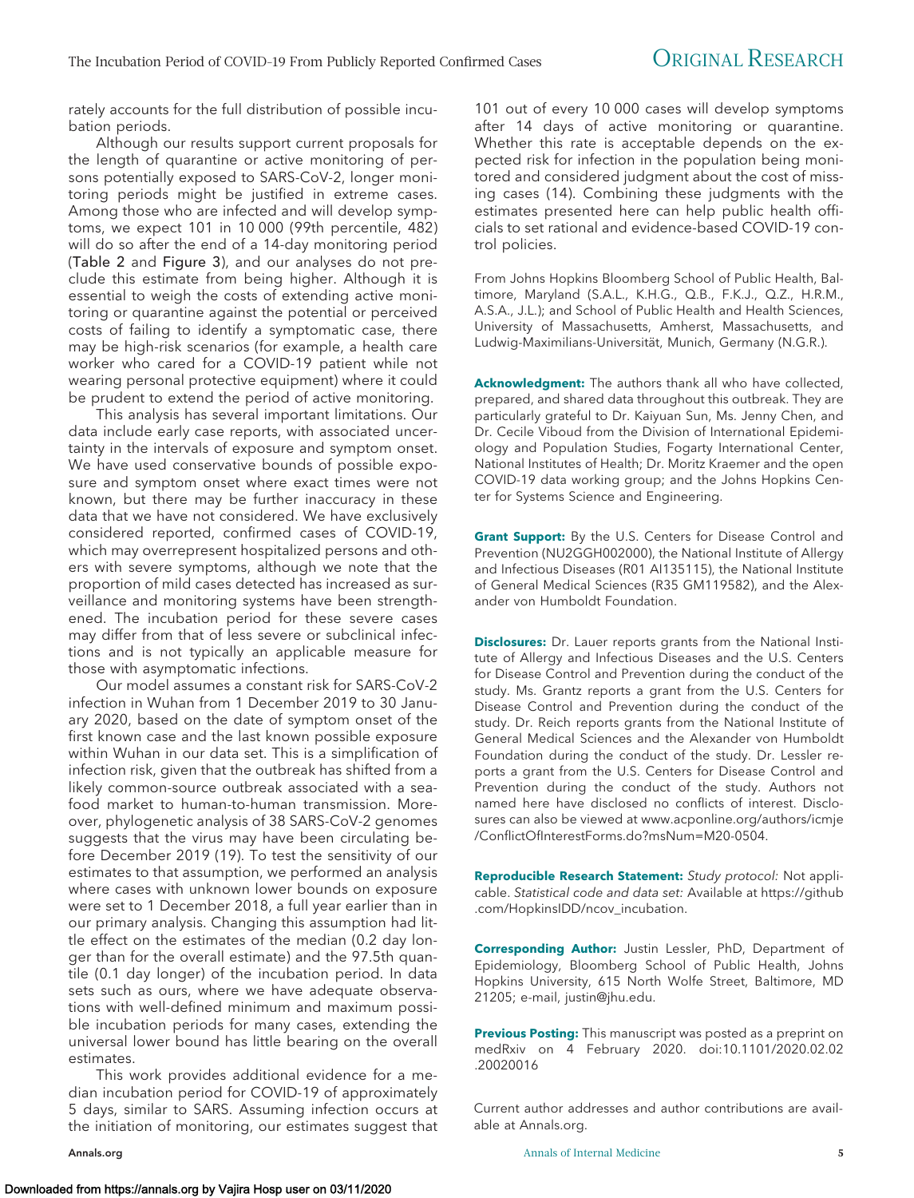rately accounts for the full distribution of possible incubation periods.

Although our results support current proposals for the length of quarantine or active monitoring of persons potentially exposed to SARS-CoV-2, longer monitoring periods might be justified in extreme cases. Among those who are infected and will develop symptoms, we expect 101 in 10 000 (99th percentile, 482) will do so after the end of a 14-day monitoring period (Table 2 and Figure 3), and our analyses do not preclude this estimate from being higher. Although it is essential to weigh the costs of extending active monitoring or quarantine against the potential or perceived costs of failing to identify a symptomatic case, there may be high-risk scenarios (for example, a health care worker who cared for a COVID-19 patient while not wearing personal protective equipment) where it could be prudent to extend the period of active monitoring.

This analysis has several important limitations. Our data include early case reports, with associated uncertainty in the intervals of exposure and symptom onset. We have used conservative bounds of possible exposure and symptom onset where exact times were not known, but there may be further inaccuracy in these data that we have not considered. We have exclusively considered reported, confirmed cases of COVID-19, which may overrepresent hospitalized persons and others with severe symptoms, although we note that the proportion of mild cases detected has increased as surveillance and monitoring systems have been strengthened. The incubation period for these severe cases may differ from that of less severe or subclinical infections and is not typically an applicable measure for those with asymptomatic infections.

Our model assumes a constant risk for SARS-CoV-2 infection in Wuhan from 1 December 2019 to 30 January 2020, based on the date of symptom onset of the first known case and the last known possible exposure within Wuhan in our data set. This is a simplification of infection risk, given that the outbreak has shifted from a likely common-source outbreak associated with a seafood market to human-to-human transmission. Moreover, phylogenetic analysis of 38 SARS-CoV-2 genomes suggests that the virus may have been circulating before December 2019 (19). To test the sensitivity of our estimates to that assumption, we performed an analysis where cases with unknown lower bounds on exposure were set to 1 December 2018, a full year earlier than in our primary analysis. Changing this assumption had little effect on the estimates of the median (0.2 day longer than for the overall estimate) and the 97.5th quantile (0.1 day longer) of the incubation period. In data sets such as ours, where we have adequate observations with well-defined minimum and maximum possible incubation periods for many cases, extending the universal lower bound has little bearing on the overall estimates.

This work provides additional evidence for a median incubation period for COVID-19 of approximately 5 days, similar to SARS. Assuming infection occurs at the initiation of monitoring, our estimates suggest that 101 out of every 10 000 cases will develop symptoms after 14 days of active monitoring or quarantine. Whether this rate is acceptable depends on the expected risk for infection in the population being monitored and considered judgment about the cost of missing cases (14). Combining these judgments with the estimates presented here can help public health officials to set rational and evidence-based COVID-19 control policies.

From Johns Hopkins Bloomberg School of Public Health, Baltimore, Maryland (S.A.L., K.H.G., Q.B., F.K.J., Q.Z., H.R.M., A.S.A., J.L.); and School of Public Health and Health Sciences, University of Massachusetts, Amherst, Massachusetts, and Ludwig-Maximilians-Universität, Munich, Germany (N.G.R.).

**Acknowledgment:** The authors thank all who have collected, prepared, and shared data throughout this outbreak. They are particularly grateful to Dr. Kaiyuan Sun, Ms. Jenny Chen, and Dr. Cecile Viboud from the Division of International Epidemiology and Population Studies, Fogarty International Center, National Institutes of Health; Dr. Moritz Kraemer and the open COVID-19 data working group; and the Johns Hopkins Center for Systems Science and Engineering.

**Grant Support:** By the U.S. Centers for Disease Control and Prevention (NU2GGH002000), the National Institute of Allergy and Infectious Diseases (R01 AI135115), the National Institute of General Medical Sciences (R35 GM119582), and the Alexander von Humboldt Foundation.

**Disclosures:** Dr. Lauer reports grants from the National Institute of Allergy and Infectious Diseases and the U.S. Centers for Disease Control and Prevention during the conduct of the study. Ms. Grantz reports a grant from the U.S. Centers for Disease Control and Prevention during the conduct of the study. Dr. Reich reports grants from the National Institute of General Medical Sciences and the Alexander von Humboldt Foundation during the conduct of the study. Dr. Lessler reports a grant from the U.S. Centers for Disease Control and Prevention during the conduct of the study. Authors not named here have disclosed no conflicts of interest. Disclosures can also be viewed at www.acponline.org/authors/icmje/ConflictOfInterestForms.do?msNum=M20-0504.

**Reproducible Research Statement:** *Study protocol:* Not applicable. *Statistical code and data set:* Available at https://github.com/HopkinsIDD/ncov_incubation.

**Corresponding Author:** Justin Lessler, PhD, Department of Epidemiology, Bloomberg School of Public Health, Johns Hopkins University, 615 North Wolfe Street, Baltimore, MD 21205; e-mail, justin@jhu.edu.

**Previous Posting:** This manuscript was posted as a preprint on medRxiv on 4 February 2020. doi:10.1101/2020.02.02.20020016

Current author addresses and author contributions are available at Annals.org.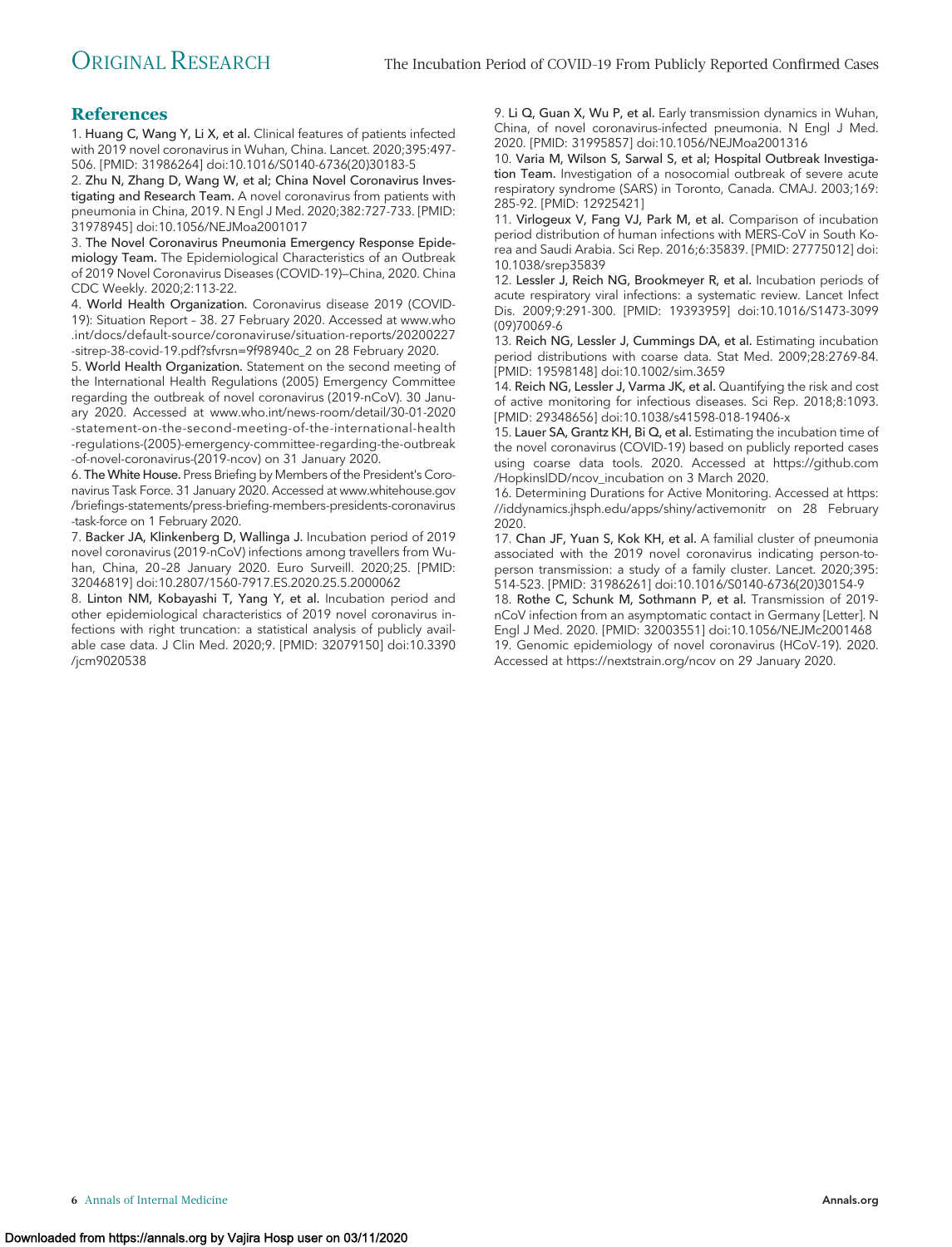## References

1. **Huang C, Wang Y, Li X, et al.** Clinical features of patients infected with 2019 novel coronavirus in Wuhan, China. Lancet. 2020;395:497-506. [PMID: 31986264] doi:10.1016/S0140-6736(20)30183-5
2. **Zhu N, Zhang D, Wang W, et al; China Novel Coronavirus Investigating and Research Team.** A novel coronavirus from patients with pneumonia in China, 2019. N Engl J Med. 2020;382:727-733. [PMID: 31978945] doi:10.1056/NEJMoa2001017
3. **The Novel Coronavirus Pneumonia Emergency Response Epidemiology Team.** The Epidemiological Characteristics of an Outbreak of 2019 Novel Coronavirus Diseases (COVID-19)—China, 2020. China CDC Weekly. 2020;2:113-22.
4. **World Health Organization.** Coronavirus disease 2019 (COVID-19): Situation Report – 38. 27 February 2020. Accessed at www.who.int/docs/default-source/coronaviruse/situation-reports/20200227-sitrep-38-covid-19.pdf?sfvrsn=9f98940c_2 on 28 February 2020.
5. **World Health Organization.** Statement on the second meeting of the International Health Regulations (2005) Emergency Committee regarding the outbreak of novel coronavirus (2019-nCoV). 30 January 2020. Accessed at www.who.int/news-room/detail/30-01-2020-statement-on-the-second-meeting-of-the-international-health-regulations-(2005)-emergency-committee-regarding-the-outbreak-of-novel-coronavirus-(2019-ncov) on 31 January 2020.
6. **The White House.** Press Briefing by Members of the President's Coronavirus Task Force. 31 January 2020. Accessed at www.whitehouse.gov/briefings-statements/press-briefing-members-presidents-coronavirus-task-force on 1 February 2020.
7. **Backer JA, Klinkenberg D, Wallinga J.** Incubation period of 2019 novel coronavirus (2019-nCoV) infections among travellers from Wuhan, China, 20–28 January 2020. Euro Surveill. 2020;25. [PMID: 32046819] doi:10.2807/1560-7917.ES.2020.25.5.2000062
8. **Linton NM, Kobayashi T, Yang Y, et al.** Incubation period and other epidemiological characteristics of 2019 novel coronavirus infections with right truncation: a statistical analysis of publicly available case data. J Clin Med. 2020;9. [PMID: 32079150] doi:10.3390/jcm9020538
9. **Li Q, Guan X, Wu P, et al.** Early transmission dynamics in Wuhan, China, of novel coronavirus-infected pneumonia. N Engl J Med. 2020. [PMID: 31995857] doi:10.1056/NEJMoa2001316
10. **Varia M, Wilson S, Sarwal S, et al; Hospital Outbreak Investigation Team.** Investigation of a nosocomial outbreak of severe acute respiratory syndrome (SARS) in Toronto, Canada. CMAJ. 2003;169:285-92. [PMID: 12925421]
11. **Virlogeux V, Fang VJ, Park M, et al.** Comparison of incubation period distribution of human infections with MERS-CoV in South Korea and Saudi Arabia. Sci Rep. 2016;6:35839. [PMID: 27775012] doi:10.1038/srep35839
12. **Lessler J, Reich NG, Brookmeyer R, et al.** Incubation periods of acute respiratory viral infections: a systematic review. Lancet Infect Dis. 2009;9:291-300. [PMID: 19393959] doi:10.1016/S1473-3099(09)70069-6
13. **Reich NG, Lessler J, Cummings DA, et al.** Estimating incubation period distributions with coarse data. Stat Med. 2009;28:2769-84. [PMID: 19598148] doi:10.1002/sim.3659
14. **Reich NG, Lessler J, Varma JK, et al.** Quantifying the risk and cost of active monitoring for infectious diseases. Sci Rep. 2018;8:1093. [PMID: 29348656] doi:10.1038/s41598-018-19406-x
15. **Lauer SA, Grantz KH, Bi Q, et al.** Estimating the incubation time of the novel coronavirus (COVID-19) based on publicly reported cases using coarse data tools. 2020. Accessed at https://github.com/HopkinsIDD/ncov_incubation on 3 March 2020.
16. Determining Durations for Active Monitoring. Accessed at https://iddynamics.jhsph.edu/apps/shiny/activemonitr on 28 February 2020.
17. **Chan JF, Yuan S, Kok KH, et al.** A familial cluster of pneumonia associated with the 2019 novel coronavirus indicating person-to-person transmission: a study of a family cluster. Lancet. 2020;395:514-523. [PMID: 31986261] doi:10.1016/S0140-6736(20)30154-9
18. **Rothe C, Schunk M, Sothmann P, et al.** Transmission of 2019-nCoV infection from an asymptomatic contact in Germany [Letter]. N Engl J Med. 2020. [PMID: 32003551] doi:10.1056/NEJMc2001468
19. Genomic epidemiology of novel coronavirus (HCoV-19). 2020. Accessed at https://nextstrain.org/ncov on 29 January 2020.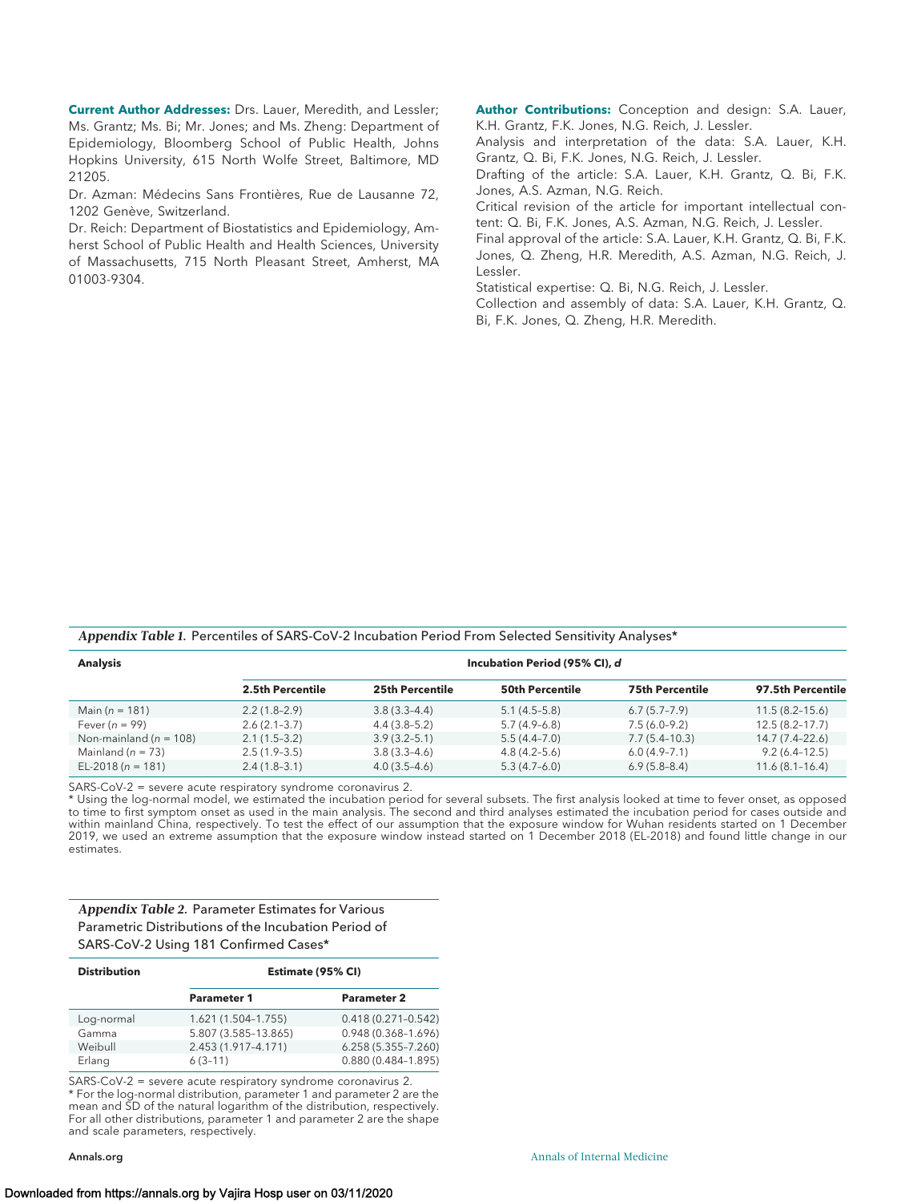**Current Author Addresses:** Drs. Lauer, Meredith, and Lessler; Ms. Grantz; Ms. Bi; Mr. Jones; and Ms. Zheng: Department of Epidemiology, Bloomberg School of Public Health, Johns Hopkins University, 615 North Wolfe Street, Baltimore, MD 21205.

Dr. Azman: Médecins Sans Frontières, Rue de Lausanne 72, 1202 Genève, Switzerland.

Dr. Reich: Department of Biostatistics and Epidemiology, Amherst School of Public Health and Health Sciences, University of Massachusetts, 715 North Pleasant Street, Amherst, MA 01003-9304.

**Author Contributions:** Conception and design: S.A. Lauer, K.H. Grantz, F.K. Jones, N.G. Reich, J. Lessler.

Analysis and interpretation of the data: S.A. Lauer, K.H. Grantz, Q. Bi, F.K. Jones, N.G. Reich, J. Lessler.

Drafting of the article: S.A. Lauer, K.H. Grantz, Q. Bi, F.K. Jones, A.S. Azman, N.G. Reich.

Critical revision of the article for important intellectual content: Q. Bi, F.K. Jones, A.S. Azman, N.G. Reich, J. Lessler.

Final approval of the article: S.A. Lauer, K.H. Grantz, Q. Bi, F.K. Jones, Q. Zheng, H.R. Meredith, A.S. Azman, N.G. Reich, J. Lessler.

Statistical expertise: Q. Bi, N.G. Reich, J. Lessler.

Collection and assembly of data: S.A. Lauer, K.H. Grantz, Q. Bi, F.K. Jones, Q. Zheng, H.R. Meredith.

***Appendix Table 1.*** Percentiles of SARS-CoV-2 Incubation Period From Selected Sensitivity Analyses*

| Analysis | Incubation Period (95% CI), *d* | | | | |
|---|---|---|---|---|---|
| | **2.5th Percentile** | **25th Percentile** | **50th Percentile** | **75th Percentile** | **97.5th Percentile** |
| Main ($n$ = 181) | 2.2 (1.8–2.9) | 3.8 (3.3–4.4) | 5.1 (4.5–5.8) | 6.7 (5.7–7.9) | 11.5 (8.2–15.6) |
| Fever ($n$ = 99) | 2.6 (2.1–3.7) | 4.4 (3.8–5.2) | 5.7 (4.9–6.8) | 7.5 (6.0–9.2) | 12.5 (8.2–17.7) |
| Non-mainland ($n$ = 108) | 2.1 (1.5–3.2) | 3.9 (3.2–5.1) | 5.5 (4.4–7.0) | 7.7 (5.4–10.3) | 14.7 (7.4–22.6) |
| Mainland ($n$ = 73) | 2.5 (1.9–3.5) | 3.8 (3.3–4.6) | 4.8 (4.2–5.6) | 6.0 (4.9–7.1) | 9.2 (6.4–12.5) |
| EL-2018 ($n$ = 181) | 2.4 (1.8–3.1) | 4.0 (3.5–4.6) | 5.3 (4.7–6.0) | 6.9 (5.8–8.4) | 11.6 (8.1–16.4) |

SARS-CoV-2 = severe acute respiratory syndrome coronavirus 2.
* Using the log-normal model, we estimated the incubation period for several subsets. The first analysis looked at time to fever onset, as opposed to time to first symptom onset as used in the main analysis. The second and third analyses estimated the incubation period for cases outside and within mainland China, respectively. To test the effect of our assumption that the exposure window for Wuhan residents started on 1 December 2019, we used an extreme assumption that the exposure window instead started on 1 December 2018 (EL-2018) and found little change in our estimates.

***Appendix Table 2.*** Parameter Estimates for Various Parametric Distributions of the Incubation Period of SARS-CoV-2 Using 181 Confirmed Cases*

| Distribution | Estimate (95% CI) | |
|---|---|---|
| | **Parameter 1** | **Parameter 2** |
| Log-normal | 1.621 (1.504–1.755) | 0.418 (0.271–0.542) |
| Gamma | 5.807 (3.585–13.865) | 0.948 (0.368–1.696) |
| Weibull | 2.453 (1.917–4.171) | 6.258 (5.355–7.260) |
| Erlang | 6 (3–11) | 0.880 (0.484–1.895) |

SARS-CoV-2 = severe acute respiratory syndrome coronavirus 2.
* For the log-normal distribution, parameter 1 and parameter 2 are the mean and SD of the natural logarithm of the distribution, respectively. For all other distributions, parameter 1 and parameter 2 are the shape and scale parameters, respectively.